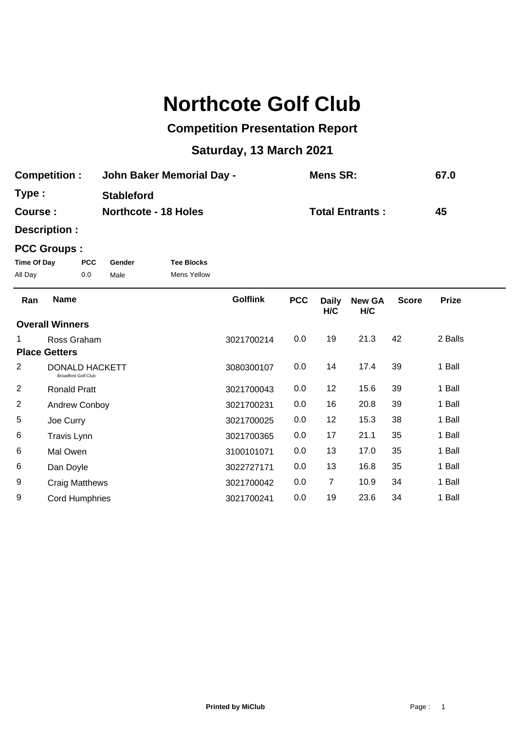# Northcote Golf Club

## Competition Presentation Report

### Saturday, 13 March 2021

**Competition :** John Baker Memorial Day - **Mens SR:** 67.0

**Type :** Stableford

**Course :** Northcote - 18 Holes **Total Entrants :** 45

**Description :**

**PCC Groups :**

| Time Of Day | PCC | Gender | Tee Blocks |
|---|---|---|---|
| All Day | 0.0 | Male | Mens Yellow |

| Ran | Name | Golflink | PCC | Daily H/C | New GA H/C | Score | Prize |
|---|---|---|---|---|---|---|---|
| **Overall Winners** | | | | | | | |
| 1 | Ross Graham | 3021700214 | 0.0 | 19 | 21.3 | 42 | 2 Balls |
| **Place Getters** | | | | | | | |
| 2 | DONALD HACKETT (Broadford Golf Club) | 3080300107 | 0.0 | 14 | 17.4 | 39 | 1 Ball |
| 2 | Ronald Pratt | 3021700043 | 0.0 | 12 | 15.6 | 39 | 1 Ball |
| 2 | Andrew Conboy | 3021700231 | 0.0 | 16 | 20.8 | 39 | 1 Ball |
| 5 | Joe Curry | 3021700025 | 0.0 | 12 | 15.3 | 38 | 1 Ball |
| 6 | Travis Lynn | 3021700365 | 0.0 | 17 | 21.1 | 35 | 1 Ball |
| 6 | Mal Owen | 3100101071 | 0.0 | 13 | 17.0 | 35 | 1 Ball |
| 6 | Dan Doyle | 3022727171 | 0.0 | 13 | 16.8 | 35 | 1 Ball |
| 9 | Craig Matthews | 3021700042 | 0.0 | 7 | 10.9 | 34 | 1 Ball |
| 9 | Cord Humphries | 3021700241 | 0.0 | 19 | 23.6 | 34 | 1 Ball |

Printed by MiClub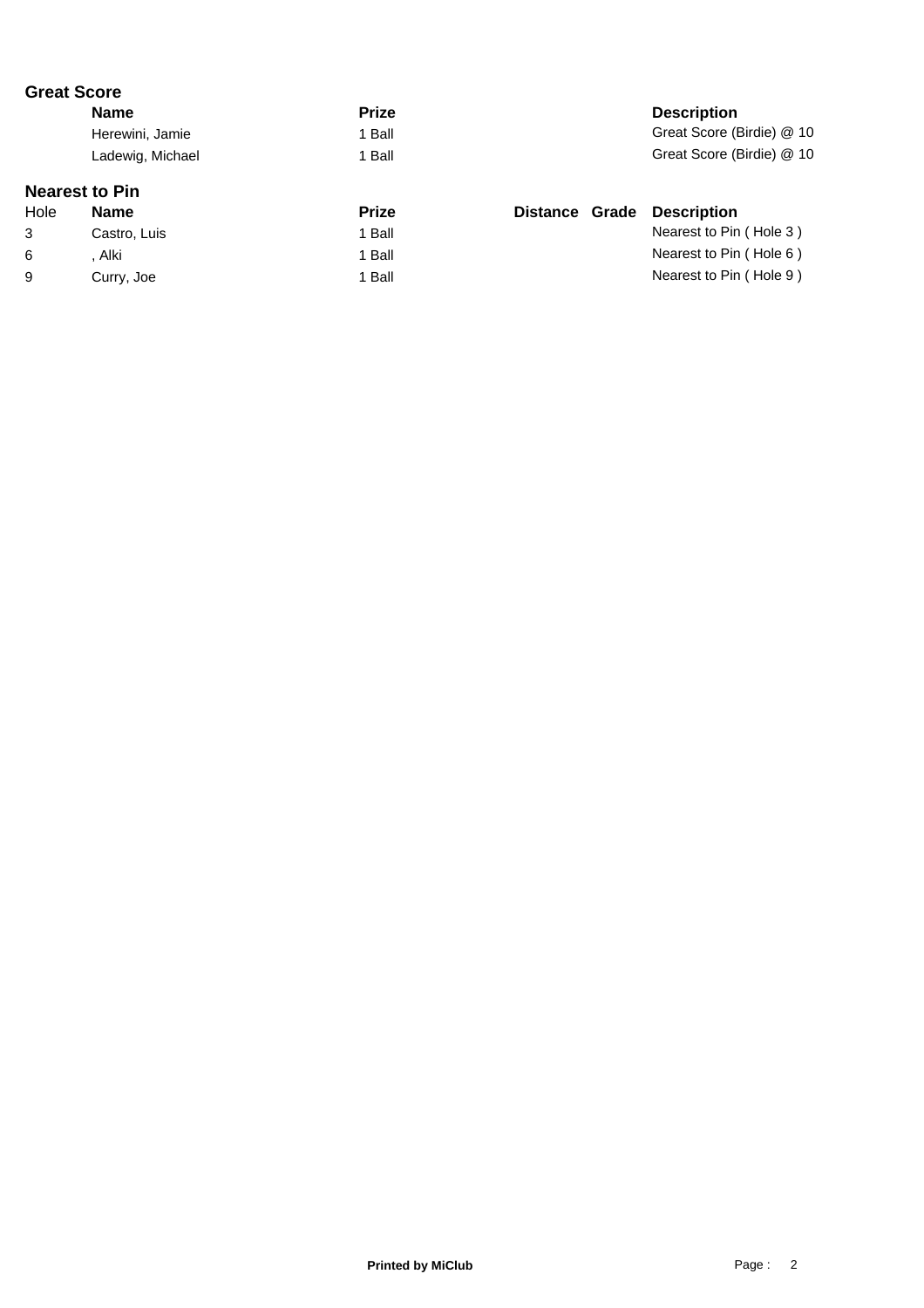## Great Score

| | Name | Prize | Description |
|---|---|---|---|
| | Herewini, Jamie | 1 Ball | Great Score (Birdie) @ 10 |
| | Ladewig, Michael | 1 Ball | Great Score (Birdie) @ 10 |

## Nearest to Pin

| Hole | Name | Prize | Distance | Grade | Description |
|---|---|---|---|---|---|
| 3 | Castro, Luis | 1 Ball | | | Nearest to Pin ( Hole 3 ) |
| 6 | , Alki | 1 Ball | | | Nearest to Pin ( Hole 6 ) |
| 9 | Curry, Joe | 1 Ball | | | Nearest to Pin ( Hole 9 ) |

**Printed by MiClub**